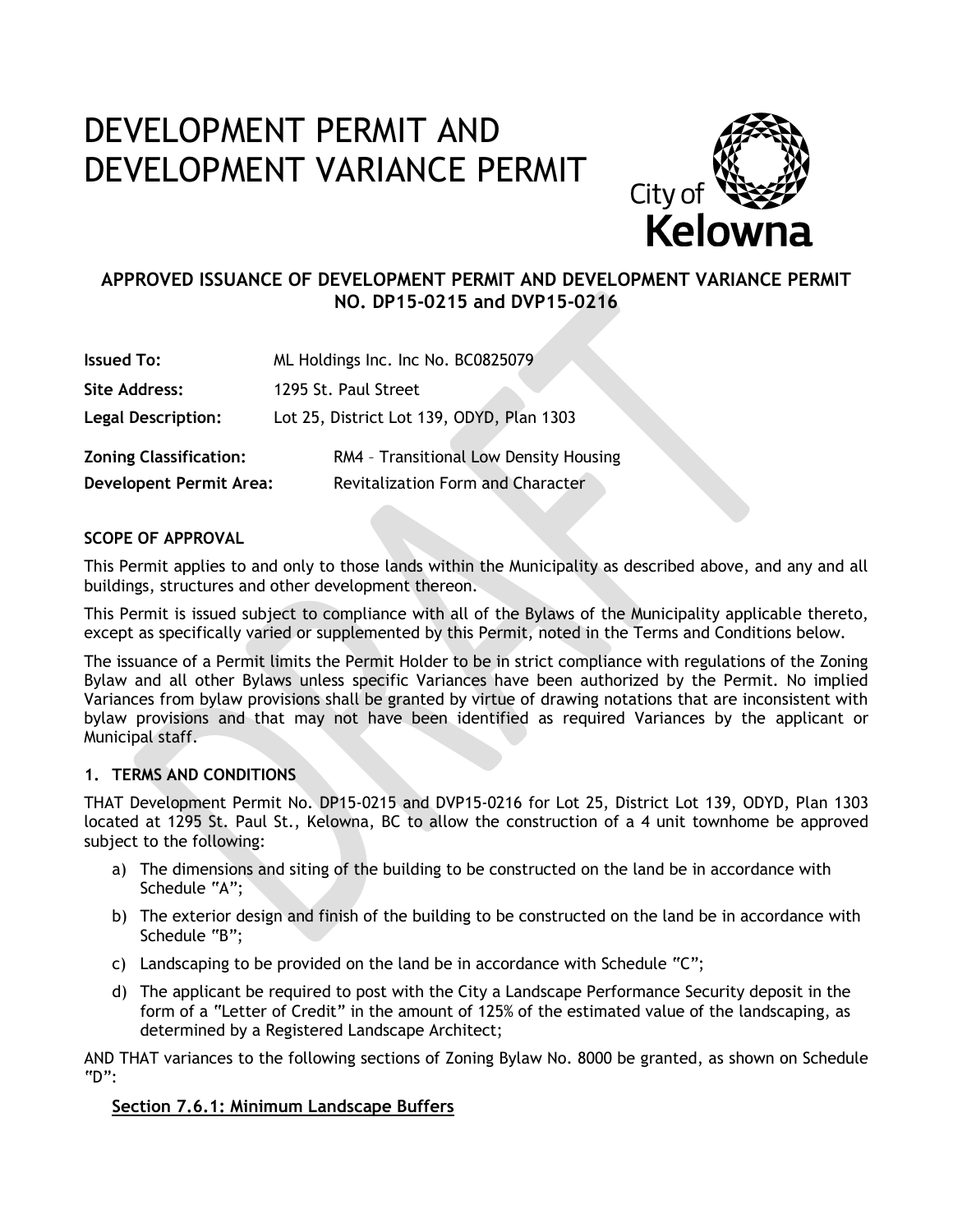# DEVELOPMENT PERMIT AND DEVELOPMENT VARIANCE PERMIT

City of Kelowna

## APPROVED ISSUANCE OF DEVELOPMENT PERMIT AND DEVELOPMENT VARIANCE PERMIT NO. DP15-0215 and DVP15-0216

**Issued To:** ML Holdings Inc. Inc No. BC0825079

**Site Address:** 1295 St. Paul Street

**Legal Description:** Lot 25, District Lot 139, ODYD, Plan 1303

**Zoning Classification:** RM4 – Transitional Low Density Housing

**Developent Permit Area:** Revitalization Form and Character

### SCOPE OF APPROVAL

This Permit applies to and only to those lands within the Municipality as described above, and any and all buildings, structures and other development thereon.

This Permit is issued subject to compliance with all of the Bylaws of the Municipality applicable thereto, except as specifically varied or supplemented by this Permit, noted in the Terms and Conditions below.

The issuance of a Permit limits the Permit Holder to be in strict compliance with regulations of the Zoning Bylaw and all other Bylaws unless specific Variances have been authorized by the Permit. No implied Variances from bylaw provisions shall be granted by virtue of drawing notations that are inconsistent with bylaw provisions and that may not have been identified as required Variances by the applicant or Municipal staff.

### 1. TERMS AND CONDITIONS

THAT Development Permit No. DP15-0215 and DVP15-0216 for Lot 25, District Lot 139, ODYD, Plan 1303 located at 1295 St. Paul St., Kelowna, BC to allow the construction of a 4 unit townhome be approved subject to the following:

a) The dimensions and siting of the building to be constructed on the land be in accordance with Schedule "A";

b) The exterior design and finish of the building to be constructed on the land be in accordance with Schedule "B";

c) Landscaping to be provided on the land be in accordance with Schedule "C";

d) The applicant be required to post with the City a Landscape Performance Security deposit in the form of a "Letter of Credit" in the amount of 125% of the estimated value of the landscaping, as determined by a Registered Landscape Architect;

AND THAT variances to the following sections of Zoning Bylaw No. 8000 be granted, as shown on Schedule "D":

**Section 7.6.1: Minimum Landscape Buffers**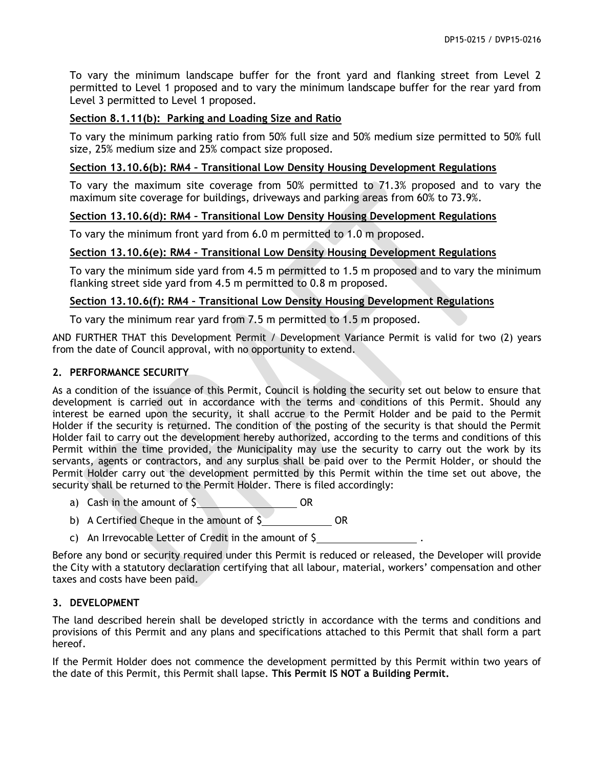To vary the minimum landscape buffer for the front yard and flanking street from Level 2 permitted to Level 1 proposed and to vary the minimum landscape buffer for the rear yard from Level 3 permitted to Level 1 proposed.

**Section 8.1.11(b): Parking and Loading Size and Ratio**

To vary the minimum parking ratio from 50% full size and 50% medium size permitted to 50% full size, 25% medium size and 25% compact size proposed.

**Section 13.10.6(b): RM4 – Transitional Low Density Housing Development Regulations**

To vary the maximum site coverage from 50% permitted to 71.3% proposed and to vary the maximum site coverage for buildings, driveways and parking areas from 60% to 73.9%.

**Section 13.10.6(d): RM4 – Transitional Low Density Housing Development Regulations**

To vary the minimum front yard from 6.0 m permitted to 1.0 m proposed.

**Section 13.10.6(e): RM4 – Transitional Low Density Housing Development Regulations**

To vary the minimum side yard from 4.5 m permitted to 1.5 m proposed and to vary the minimum flanking street side yard from 4.5 m permitted to 0.8 m proposed.

**Section 13.10.6(f): RM4 – Transitional Low Density Housing Development Regulations**

To vary the minimum rear yard from 7.5 m permitted to 1.5 m proposed.

AND FURTHER THAT this Development Permit / Development Variance Permit is valid for two (2) years from the date of Council approval, with no opportunity to extend.

## 2. PERFORMANCE SECURITY

As a condition of the issuance of this Permit, Council is holding the security set out below to ensure that development is carried out in accordance with the terms and conditions of this Permit. Should any interest be earned upon the security, it shall accrue to the Permit Holder and be paid to the Permit Holder if the security is returned. The condition of the posting of the security is that should the Permit Holder fail to carry out the development hereby authorized, according to the terms and conditions of this Permit within the time provided, the Municipality may use the security to carry out the work by its servants, agents or contractors, and any surplus shall be paid over to the Permit Holder, or should the Permit Holder carry out the development permitted by this Permit within the time set out above, the security shall be returned to the Permit Holder. There is filed accordingly:

a) Cash in the amount of $\_\_\_\_\_\_\_\_\_\_\_\_\_\_\_\_ OR

b) A Certified Cheque in the amount of $\_\_\_\_\_\_\_\_\_\_\_\_ OR

c) An Irrevocable Letter of Credit in the amount of $\_\_\_\_\_\_\_\_\_\_\_\_\_\_\_\_ .

Before any bond or security required under this Permit is reduced or released, the Developer will provide the City with a statutory declaration certifying that all labour, material, workers' compensation and other taxes and costs have been paid.

## 3. DEVELOPMENT

The land described herein shall be developed strictly in accordance with the terms and conditions and provisions of this Permit and any plans and specifications attached to this Permit that shall form a part hereof.

If the Permit Holder does not commence the development permitted by this Permit within two years of the date of this Permit, this Permit shall lapse. **This Permit IS NOT a Building Permit.**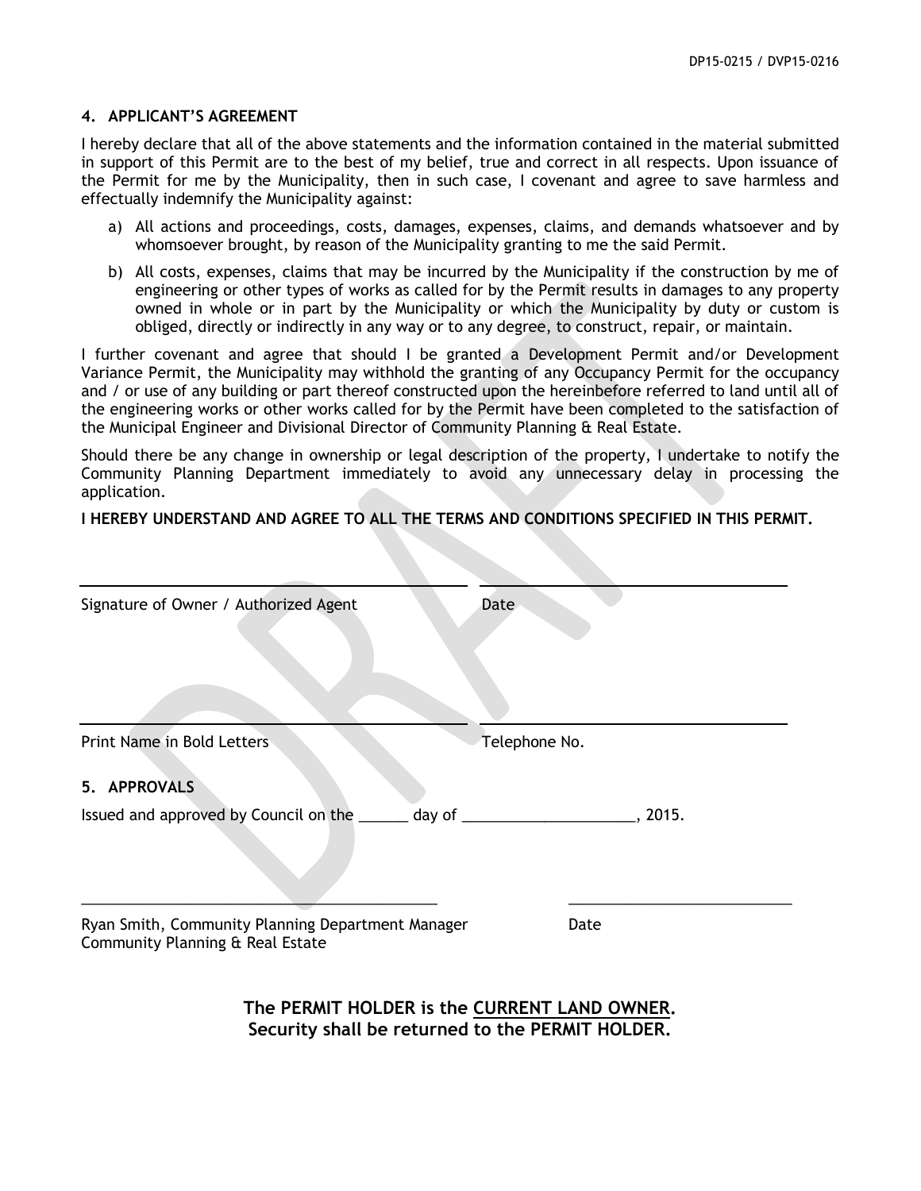## 4. APPLICANT'S AGREEMENT

I hereby declare that all of the above statements and the information contained in the material submitted in support of this Permit are to the best of my belief, true and correct in all respects. Upon issuance of the Permit for me by the Municipality, then in such case, I covenant and agree to save harmless and effectually indemnify the Municipality against:

a) All actions and proceedings, costs, damages, expenses, claims, and demands whatsoever and by whomsoever brought, by reason of the Municipality granting to me the said Permit.

b) All costs, expenses, claims that may be incurred by the Municipality if the construction by me of engineering or other types of works as called for by the Permit results in damages to any property owned in whole or in part by the Municipality or which the Municipality by duty or custom is obliged, directly or indirectly in any way or to any degree, to construct, repair, or maintain.

I further covenant and agree that should I be granted a Development Permit and/or Development Variance Permit, the Municipality may withhold the granting of any Occupancy Permit for the occupancy and / or use of any building or part thereof constructed upon the hereinbefore referred to land until all of the engineering works or other works called for by the Permit have been completed to the satisfaction of the Municipal Engineer and Divisional Director of Community Planning & Real Estate.

Should there be any change in ownership or legal description of the property, I undertake to notify the Community Planning Department immediately to avoid any unnecessary delay in processing the application.

**I HEREBY UNDERSTAND AND AGREE TO ALL THE TERMS AND CONDITIONS SPECIFIED IN THIS PERMIT.**

\_\_\_\_\_\_\_\_\_\_\_\_\_\_\_\_\_\_\_\_\_\_\_\_\_\_\_\_\_\_\_\_\_\_\_\_ \_\_\_\_\_\_\_\_\_\_\_\_\_\_\_\_\_\_\_\_\_\_\_\_\_\_\_\_\_\_

Signature of Owner / Authorized Agent Date

\_\_\_\_\_\_\_\_\_\_\_\_\_\_\_\_\_\_\_\_\_\_\_\_\_\_\_\_\_\_\_\_\_\_\_\_ \_\_\_\_\_\_\_\_\_\_\_\_\_\_\_\_\_\_\_\_\_\_\_\_\_\_\_\_\_\_

Print Name in Bold Letters Telephone No.

## 5. APPROVALS

Issued and approved by Council on the ______ day of ____________________, 2015.

\_\_\_\_\_\_\_\_\_\_\_\_\_\_\_\_\_\_\_\_\_\_\_\_\_\_\_\_\_\_\_\_\_\_\_\_ \_\_\_\_\_\_\_\_\_\_\_\_\_\_\_\_\_\_\_\_\_\_\_\_\_\_

Ryan Smith, Community Planning Department Manager Date
Community Planning & Real Estate

**The PERMIT HOLDER is the <u>CURRENT LAND OWNER</u>.**
**Security shall be returned to the PERMIT HOLDER.**